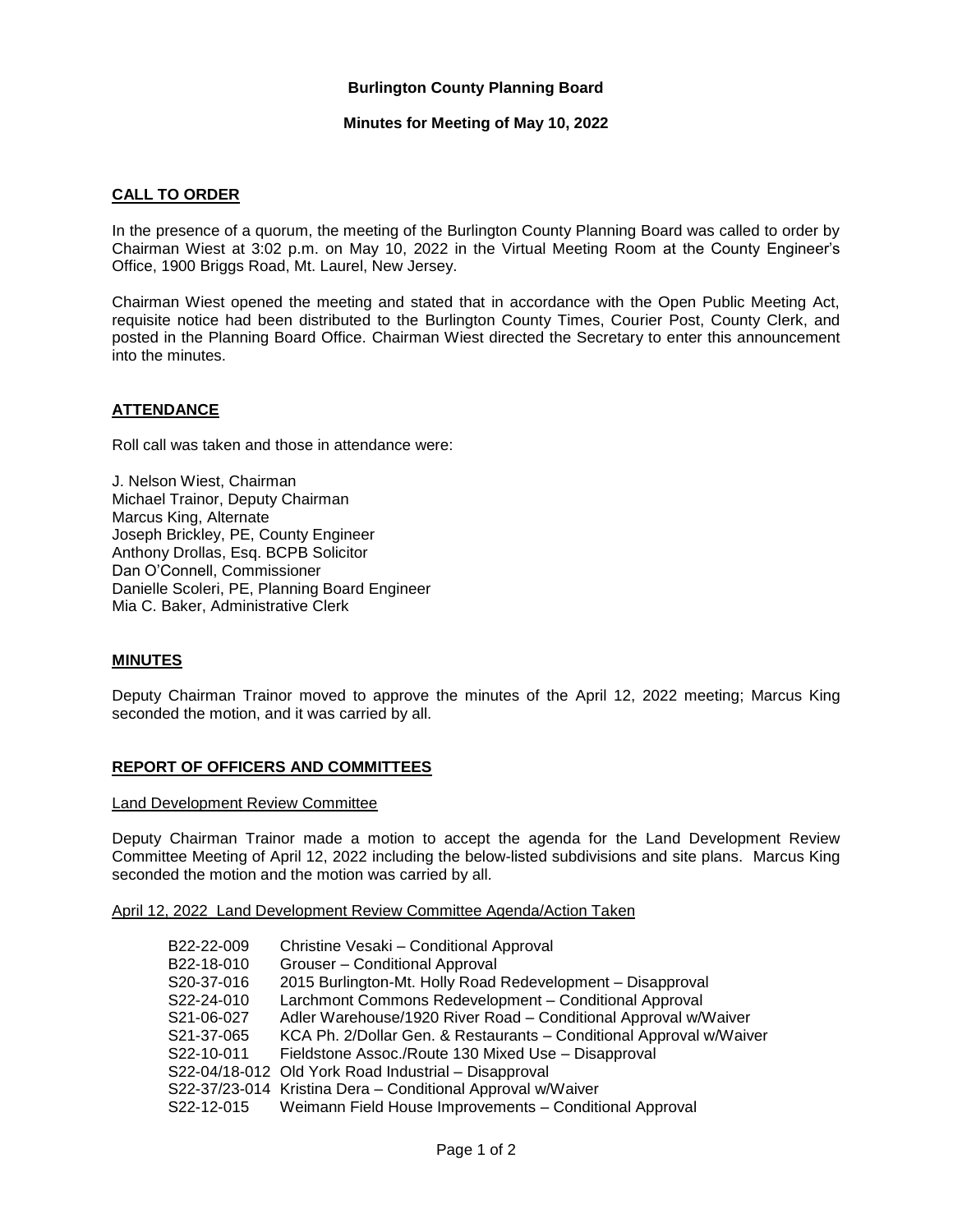**Burlington County Planning Board**

**Minutes for Meeting of May 10, 2022**

## CALL TO ORDER

In the presence of a quorum, the meeting of the Burlington County Planning Board was called to order by Chairman Wiest at 3:02 p.m. on May 10, 2022 in the Virtual Meeting Room at the County Engineer's Office, 1900 Briggs Road, Mt. Laurel, New Jersey.

Chairman Wiest opened the meeting and stated that in accordance with the Open Public Meeting Act, requisite notice had been distributed to the Burlington County Times, Courier Post, County Clerk, and posted in the Planning Board Office. Chairman Wiest directed the Secretary to enter this announcement into the minutes.

## ATTENDANCE

Roll call was taken and those in attendance were:

J. Nelson Wiest, Chairman
Michael Trainor, Deputy Chairman
Marcus King, Alternate
Joseph Brickley, PE, County Engineer
Anthony Drollas, Esq. BCPB Solicitor
Dan O'Connell, Commissioner
Danielle Scoleri, PE, Planning Board Engineer
Mia C. Baker, Administrative Clerk

## MINUTES

Deputy Chairman Trainor moved to approve the minutes of the April 12, 2022 meeting; Marcus King seconded the motion, and it was carried by all.

## REPORT OF OFFICERS AND COMMITTEES

Land Development Review Committee

Deputy Chairman Trainor made a motion to accept the agenda for the Land Development Review Committee Meeting of April 12, 2022 including the below-listed subdivisions and site plans. Marcus King seconded the motion and the motion was carried by all.

April 12, 2022 Land Development Review Committee Agenda/Action Taken

| | |
|---|---|
| B22-22-009 | Christine Vesaki – Conditional Approval |
| B22-18-010 | Grouser – Conditional Approval |
| S20-37-016 | 2015 Burlington-Mt. Holly Road Redevelopment – Disapproval |
| S22-24-010 | Larchmont Commons Redevelopment – Conditional Approval |
| S21-06-027 | Adler Warehouse/1920 River Road – Conditional Approval w/Waiver |
| S21-37-065 | KCA Ph. 2/Dollar Gen. & Restaurants – Conditional Approval w/Waiver |
| S22-10-011 | Fieldstone Assoc./Route 130 Mixed Use – Disapproval |
| S22-04/18-012 | Old York Road Industrial – Disapproval |
| S22-37/23-014 | Kristina Dera – Conditional Approval w/Waiver |
| S22-12-015 | Weimann Field House Improvements – Conditional Approval |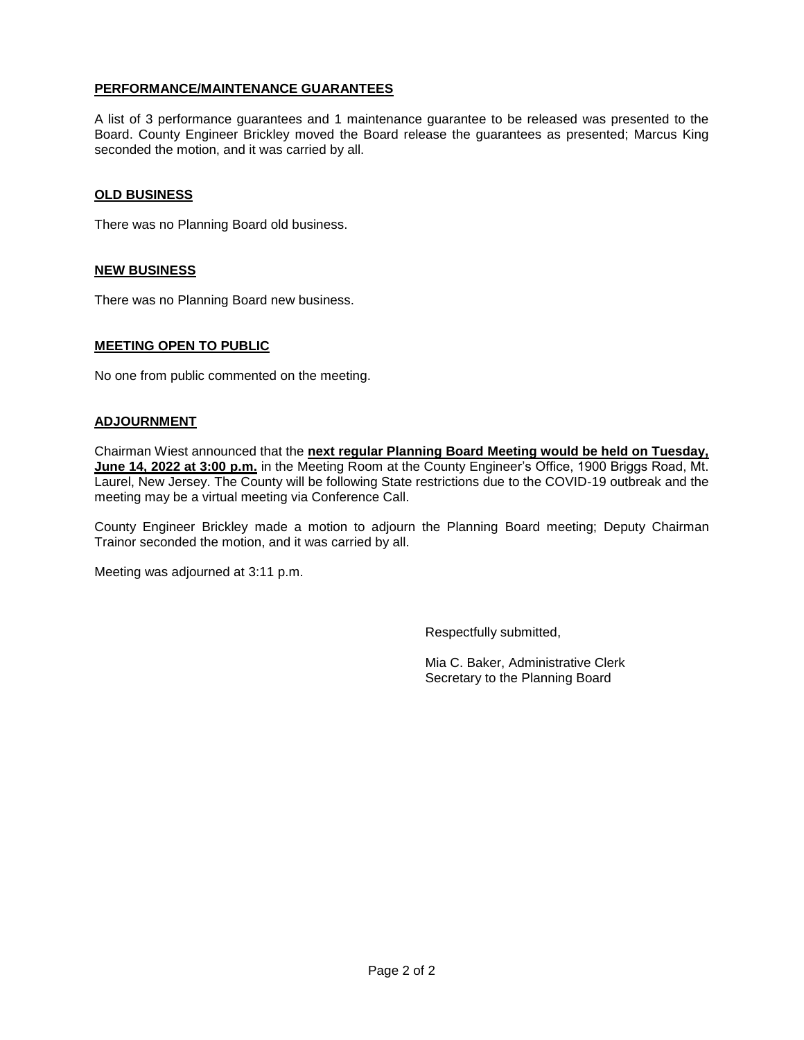**PERFORMANCE/MAINTENANCE GUARANTEES**

A list of 3 performance guarantees and 1 maintenance guarantee to be released was presented to the Board. County Engineer Brickley moved the Board release the guarantees as presented; Marcus King seconded the motion, and it was carried by all.

**OLD BUSINESS**

There was no Planning Board old business.

**NEW BUSINESS**

There was no Planning Board new business.

**MEETING OPEN TO PUBLIC**

No one from public commented on the meeting.

**ADJOURNMENT**

Chairman Wiest announced that the **next regular Planning Board Meeting would be held on Tuesday, June 14, 2022 at 3:00 p.m.** in the Meeting Room at the County Engineer's Office, 1900 Briggs Road, Mt. Laurel, New Jersey. The County will be following State restrictions due to the COVID-19 outbreak and the meeting may be a virtual meeting via Conference Call.

County Engineer Brickley made a motion to adjourn the Planning Board meeting; Deputy Chairman Trainor seconded the motion, and it was carried by all.

Meeting was adjourned at 3:11 p.m.

Respectfully submitted,

Mia C. Baker, Administrative Clerk
Secretary to the Planning Board